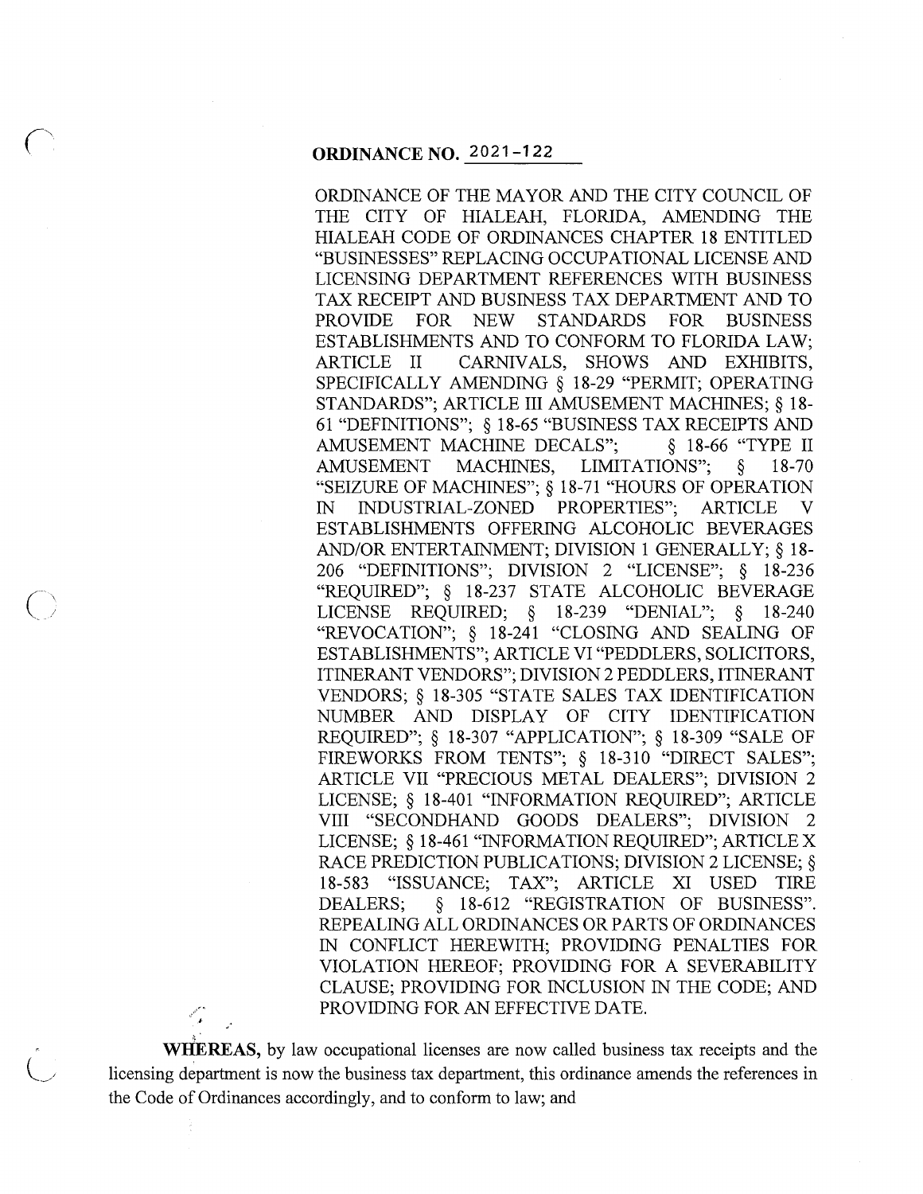# ORDINANCE NO. 2021-122

ORDINANCE OF THE MAYOR AND THE CITY COUNCIL OF THE CITY OF HIALEAH, FLORIDA, AMENDING THE HIALEAH CODE OF ORDINANCES CHAPTER 18 ENTITLED "BUSINESSES" REPLACING OCCUPATIONAL LICENSE AND LICENSING DEPARTMENT REFERENCES WITH BUSINESS TAX RECEIPT AND BUSINESS TAX DEPARTMENT AND TO PROVIDE FOR NEW STANDARDS FOR BUSINESS ESTABLISHMENTS AND TO CONFORM TO FLORIDA LAW; ARTICLE II CARNIVALS, SHOWS AND EXHIBITS, SPECIFICALLY AMENDING § 18-29 "PERMIT; OPERATING STANDARDS"; ARTICLE III AMUSEMENT MACHINES; § 18-61 "DEFINITIONS"; § 18-65 "BUSINESS TAX RECEIPTS AND AMUSEMENT MACHINE DECALS"; § 18-66 "TYPE II AMUSEMENT MACHINES, LIMITATIONS"; § 18-70 "SEIZURE OF MACHINES"; § 18-71 "HOURS OF OPERATION IN INDUSTRIAL-ZONED PROPERTIES"; ARTICLE V ESTABLISHMENTS OFFERING ALCOHOLIC BEVERAGES AND/OR ENTERTAINMENT; DIVISION 1 GENERALLY; § 18-206 "DEFINITIONS"; DIVISION 2 "LICENSE"; § 18-236 "REQUIRED"; § 18-237 STATE ALCOHOLIC BEVERAGE LICENSE REQUIRED; § 18-239 "DENIAL"; § 18-240 "REVOCATION"; § 18-241 "CLOSING AND SEALING OF ESTABLISHMENTS"; ARTICLE VI "PEDDLERS, SOLICITORS, ITINERANT VENDORS"; DIVISION 2 PEDDLERS, ITINERANT VENDORS; § 18-305 "STATE SALES TAX IDENTIFICATION NUMBER AND DISPLAY OF CITY IDENTIFICATION REQUIRED"; § 18-307 "APPLICATION"; § 18-309 "SALE OF FIREWORKS FROM TENTS"; § 18-310 "DIRECT SALES"; ARTICLE VII "PRECIOUS METAL DEALERS"; DIVISION 2 LICENSE; § 18-401 "INFORMATION REQUIRED"; ARTICLE VIII "SECONDHAND GOODS DEALERS"; DIVISION 2 LICENSE; § 18-461 "INFORMATION REQUIRED"; ARTICLE X RACE PREDICTION PUBLICATIONS; DIVISION 2 LICENSE; § 18-583 "ISSUANCE; TAX"; ARTICLE XI USED TIRE DEALERS; § 18-612 "REGISTRATION OF BUSINESS". REPEALING ALL ORDINANCES OR PARTS OF ORDINANCES IN CONFLICT HEREWITH; PROVIDING PENALTIES FOR VIOLATION HEREOF; PROVIDING FOR A SEVERABILITY CLAUSE; PROVIDING FOR INCLUSION IN THE CODE; AND PROVIDING FOR AN EFFECTIVE DATE.

**WHEREAS,** by law occupational licenses are now called business tax receipts and the licensing department is now the business tax department, this ordinance amends the references in the Code of Ordinances accordingly, and to conform to law; and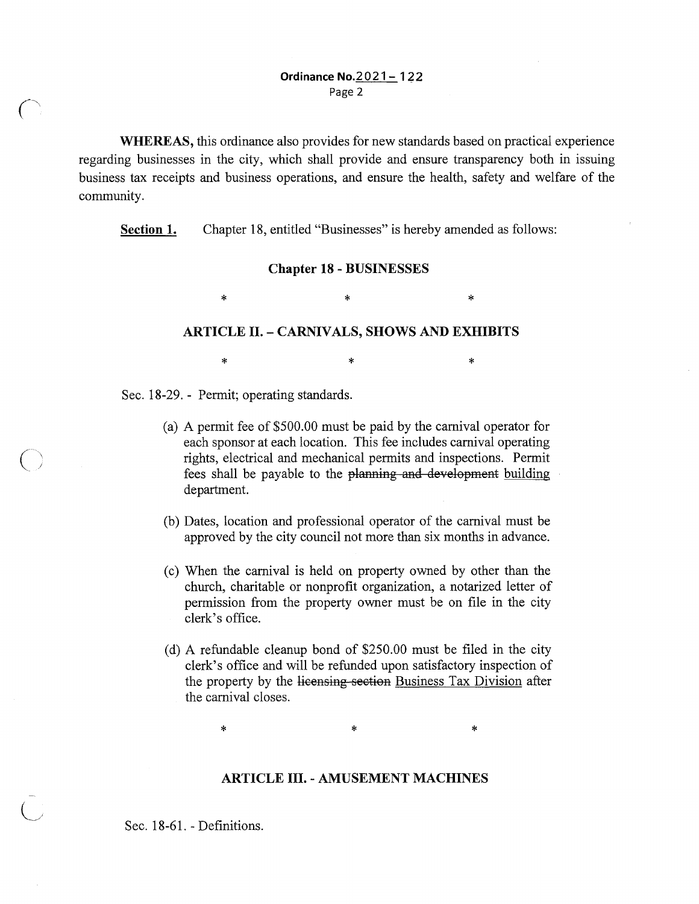**WHEREAS,** this ordinance also provides for new standards based on practical experience regarding businesses in the city, which shall provide and ensure transparency both in issuing business tax receipts and business operations, and ensure the health, safety and welfare of the community.

**<u>Section 1.</u>** Chapter 18, entitled "Businesses" is hereby amended as follows:

**Chapter 18 - BUSINESSES**

\* \* \*

**ARTICLE II. – CARNIVALS, SHOWS AND EXHIBITS**

\* \* \*

Sec. 18-29. - Permit; operating standards.

(a) A permit fee of $500.00 must be paid by the carnival operator for each sponsor at each location. This fee includes carnival operating rights, electrical and mechanical permits and inspections. Permit fees shall be payable to the ~~planning and development~~ <u>building</u> department.

(b) Dates, location and professional operator of the carnival must be approved by the city council not more than six months in advance.

(c) When the carnival is held on property owned by other than the church, charitable or nonprofit organization, a notarized letter of permission from the property owner must be on file in the city clerk's office.

(d) A refundable cleanup bond of $250.00 must be filed in the city clerk's office and will be refunded upon satisfactory inspection of the property by the ~~licensing section~~ <u>Business Tax Division</u> after the carnival closes.

\* \* \*

**ARTICLE III. - AMUSEMENT MACHINES**

Sec. 18-61. - Definitions.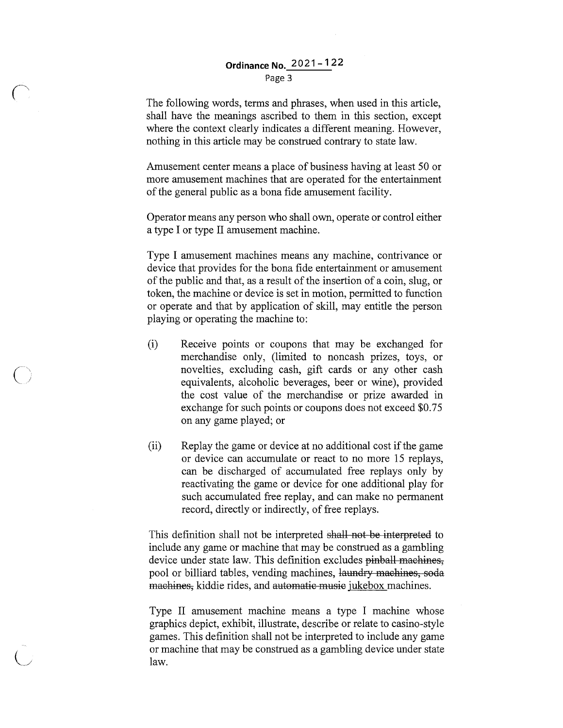The following words, terms and phrases, when used in this article, shall have the meanings ascribed to them in this section, except where the context clearly indicates a different meaning. However, nothing in this article may be construed contrary to state law.

Amusement center means a place of business having at least 50 or more amusement machines that are operated for the entertainment of the general public as a bona fide amusement facility.

Operator means any person who shall own, operate or control either a type I or type II amusement machine.

Type I amusement machines means any machine, contrivance or device that provides for the bona fide entertainment or amusement of the public and that, as a result of the insertion of a coin, slug, or token, the machine or device is set in motion, permitted to function or operate and that by application of skill, may entitle the person playing or operating the machine to:

(i) Receive points or coupons that may be exchanged for merchandise only, (limited to noncash prizes, toys, or novelties, excluding cash, gift cards or any other cash equivalents, alcoholic beverages, beer or wine), provided the cost value of the merchandise or prize awarded in exchange for such points or coupons does not exceed $0.75 on any game played; or

(ii) Replay the game or device at no additional cost if the game or device can accumulate or react to no more 15 replays, can be discharged of accumulated free replays only by reactivating the game or device for one additional play for such accumulated free replay, and can make no permanent record, directly or indirectly, of free replays.

This definition shall not be interpreted ~~shall not be interpreted~~ to include any game or machine that may be construed as a gambling device under state law. This definition excludes ~~pinball machines,~~ pool or billiard tables, vending machines, ~~laundry machines, soda machines,~~ kiddie rides, and ~~automatic music~~ jukebox machines.

Type II amusement machine means a type I machine whose graphics depict, exhibit, illustrate, describe or relate to casino-style games. This definition shall not be interpreted to include any game or machine that may be construed as a gambling device under state law.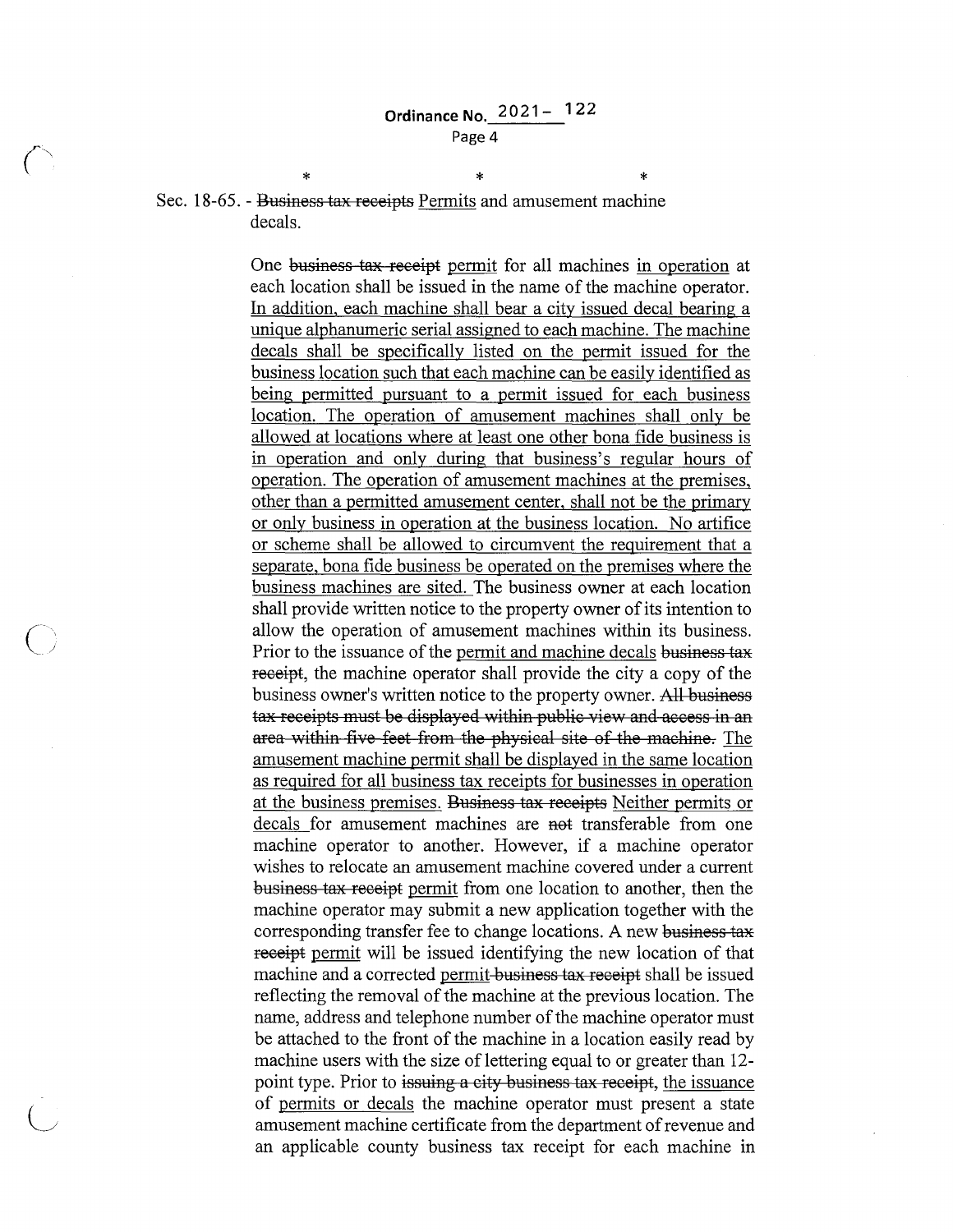\*     \*     \*

Sec. 18-65. - ~~Business tax receipts~~ <u>Permits</u> and amusement machine decals.

One ~~business tax receipt~~ <u>permit</u> for all machines <u>in operation</u> at each location shall be issued in the name of the machine operator. <u>In addition, each machine shall bear a city issued decal bearing a unique alphanumeric serial assigned to each machine. The machine decals shall be specifically listed on the permit issued for the business location such that each machine can be easily identified as being permitted pursuant to a permit issued for each business location. The operation of amusement machines shall only be allowed at locations where at least one other bona fide business is in operation and only during that business's regular hours of operation. The operation of amusement machines at the premises, other than a permitted amusement center, shall not be the primary or only business in operation at the business location. No artifice or scheme shall be allowed to circumvent the requirement that a separate, bona fide business be operated on the premises where the business machines are sited.</u> The business owner at each location shall provide written notice to the property owner of its intention to allow the operation of amusement machines within its business. Prior to the issuance of the <u>permit and machine decals</u> ~~business tax receipt~~, the machine operator shall provide the city a copy of the business owner's written notice to the property owner. ~~All business tax receipts must be displayed within public view and access in an area within five feet from the physical site of the machine.~~ <u>The amusement machine permit shall be displayed in the same location as required for all business tax receipts for businesses in operation at the business premises.</u> ~~Business tax receipts~~ <u>Neither permits or decals</u> for amusement machines are ~~not~~ transferable from one machine operator to another. However, if a machine operator wishes to relocate an amusement machine covered under a current ~~business tax receipt~~ <u>permit</u> from one location to another, then the machine operator may submit a new application together with the corresponding transfer fee to change locations. A new ~~business tax receipt~~ <u>permit</u> will be issued identifying the new location of that machine and a corrected <u>permit</u> ~~business tax receipt~~ shall be issued reflecting the removal of the machine at the previous location. The name, address and telephone number of the machine operator must be attached to the front of the machine in a location easily read by machine users with the size of lettering equal to or greater than 12-point type. Prior to ~~issuing a city business tax receipt~~, <u>the issuance of permits or decals</u> the machine operator must present a state amusement machine certificate from the department of revenue and an applicable county business tax receipt for each machine in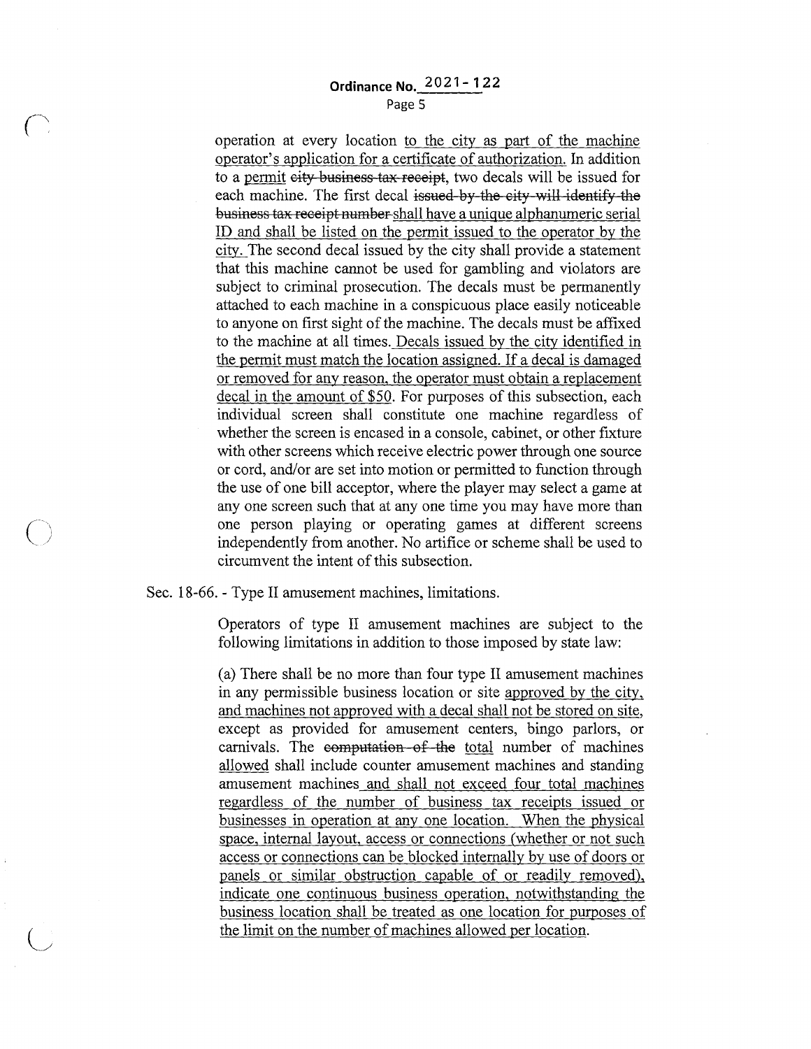operation at every location to the city as part of the machine operator's application for a certificate of authorization. In addition to a permit ~~city business tax receipt~~, two decals will be issued for each machine. The first decal ~~issued by the city will identify the business tax receipt number~~ shall have a unique alphanumeric serial ID and shall be listed on the permit issued to the operator by the city. The second decal issued by the city shall provide a statement that this machine cannot be used for gambling and violators are subject to criminal prosecution. The decals must be permanently attached to each machine in a conspicuous place easily noticeable to anyone on first sight of the machine. The decals must be affixed to the machine at all times. Decals issued by the city identified in the permit must match the location assigned. If a decal is damaged or removed for any reason, the operator must obtain a replacement decal in the amount of $50. For purposes of this subsection, each individual screen shall constitute one machine regardless of whether the screen is encased in a console, cabinet, or other fixture with other screens which receive electric power through one source or cord, and/or are set into motion or permitted to function through the use of one bill acceptor, where the player may select a game at any one screen such that at any one time you may have more than one person playing or operating games at different screens independently from another. No artifice or scheme shall be used to circumvent the intent of this subsection.

Sec. 18-66. - Type II amusement machines, limitations.

Operators of type II amusement machines are subject to the following limitations in addition to those imposed by state law:

(a) There shall be no more than four type II amusement machines in any permissible business location or site approved by the city, and machines not approved with a decal shall not be stored on site, except as provided for amusement centers, bingo parlors, or carnivals. The ~~computation of the~~ total number of machines allowed shall include counter amusement machines and standing amusement machines and shall not exceed four total machines regardless of the number of business tax receipts issued or businesses in operation at any one location. When the physical space, internal layout, access or connections (whether or not such access or connections can be blocked internally by use of doors or panels or similar obstruction capable of or readily removed), indicate one continuous business operation, notwithstanding the business location shall be treated as one location for purposes of the limit on the number of machines allowed per location.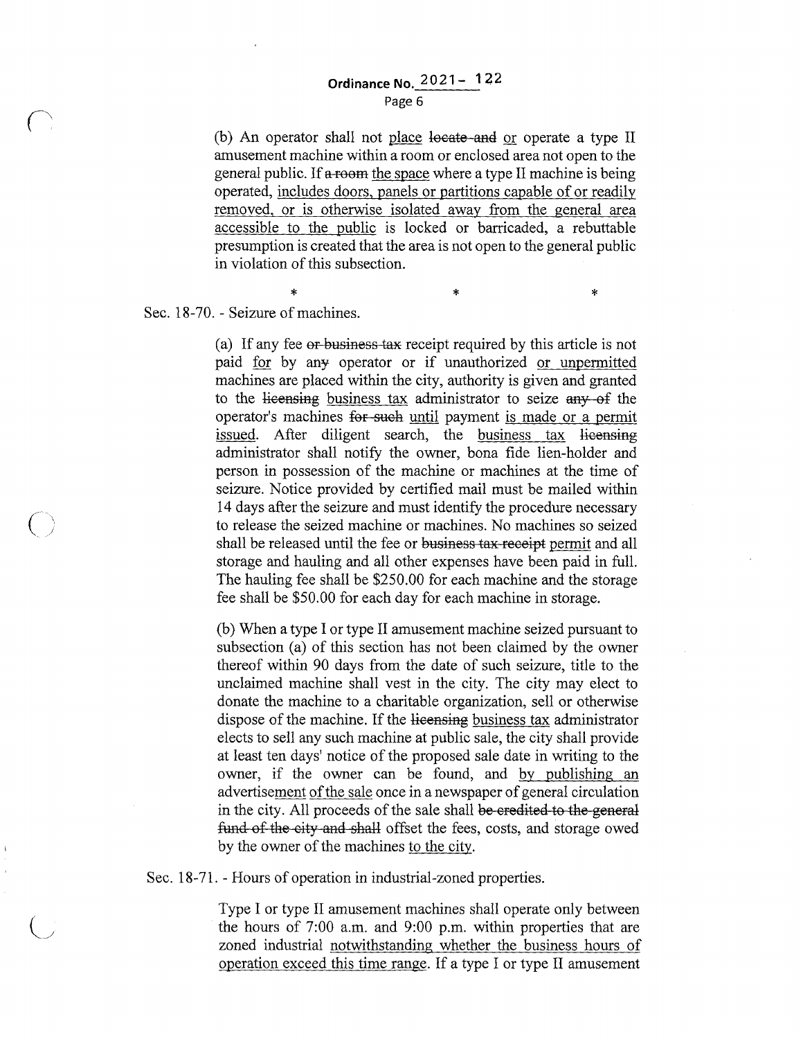(b) An operator shall not <u>place</u> ~~locate and~~ <u>or</u> operate a type II amusement machine within a room or enclosed area not open to the general public. If ~~a room~~ <u>the space</u> where a type II machine is being operated, <u>includes doors, panels or partitions capable of or readily removed, or is otherwise isolated away from the general area accessible to the public</u> is locked or barricaded, a rebuttable presumption is created that the area is not open to the general public in violation of this subsection.

\* \* \*

Sec. 18-70. - Seizure of machines.

(a) If any fee ~~or business tax~~ receipt required by this article is not paid <u>for</u> by an~~y~~ operator or if unauthorized <u>or unpermitted</u> machines are placed within the city, authority is given and granted to the ~~licensing~~ <u>business tax</u> administrator to seize ~~any of~~ the operator's machines ~~for such~~ <u>until</u> payment <u>is made or a permit issued</u>. After diligent search, the <u>business tax</u> ~~licensing~~ administrator shall notify the owner, bona fide lien-holder and person in possession of the machine or machines at the time of seizure. Notice provided by certified mail must be mailed within 14 days after the seizure and must identify the procedure necessary to release the seized machine or machines. No machines so seized shall be released until the fee or ~~business tax receipt~~ <u>permit</u> and all storage and hauling and all other expenses have been paid in full. The hauling fee shall be $250.00 for each machine and the storage fee shall be $50.00 for each day for each machine in storage.

(b) When a type I or type II amusement machine seized pursuant to subsection (a) of this section has not been claimed by the owner thereof within 90 days from the date of such seizure, title to the unclaimed machine shall vest in the city. The city may elect to donate the machine to a charitable organization, sell or otherwise dispose of the machine. If the ~~licensing~~ <u>business tax</u> administrator elects to sell any such machine at public sale, the city shall provide at least ten days' notice of the proposed sale date in writing to the owner, if the owner can be found, and <u>by publishing an advertisement of the sale</u> once in a newspaper of general circulation in the city. All proceeds of the sale shall ~~be credited to the general fund of the city and shall~~ offset the fees, costs, and storage owed by the owner of the machines <u>to the city</u>.

Sec. 18-71. - Hours of operation in industrial-zoned properties.

Type I or type II amusement machines shall operate only between the hours of 7:00 a.m. and 9:00 p.m. within properties that are zoned industrial <u>notwithstanding whether the business hours of operation exceed this time range</u>. If a type I or type II amusement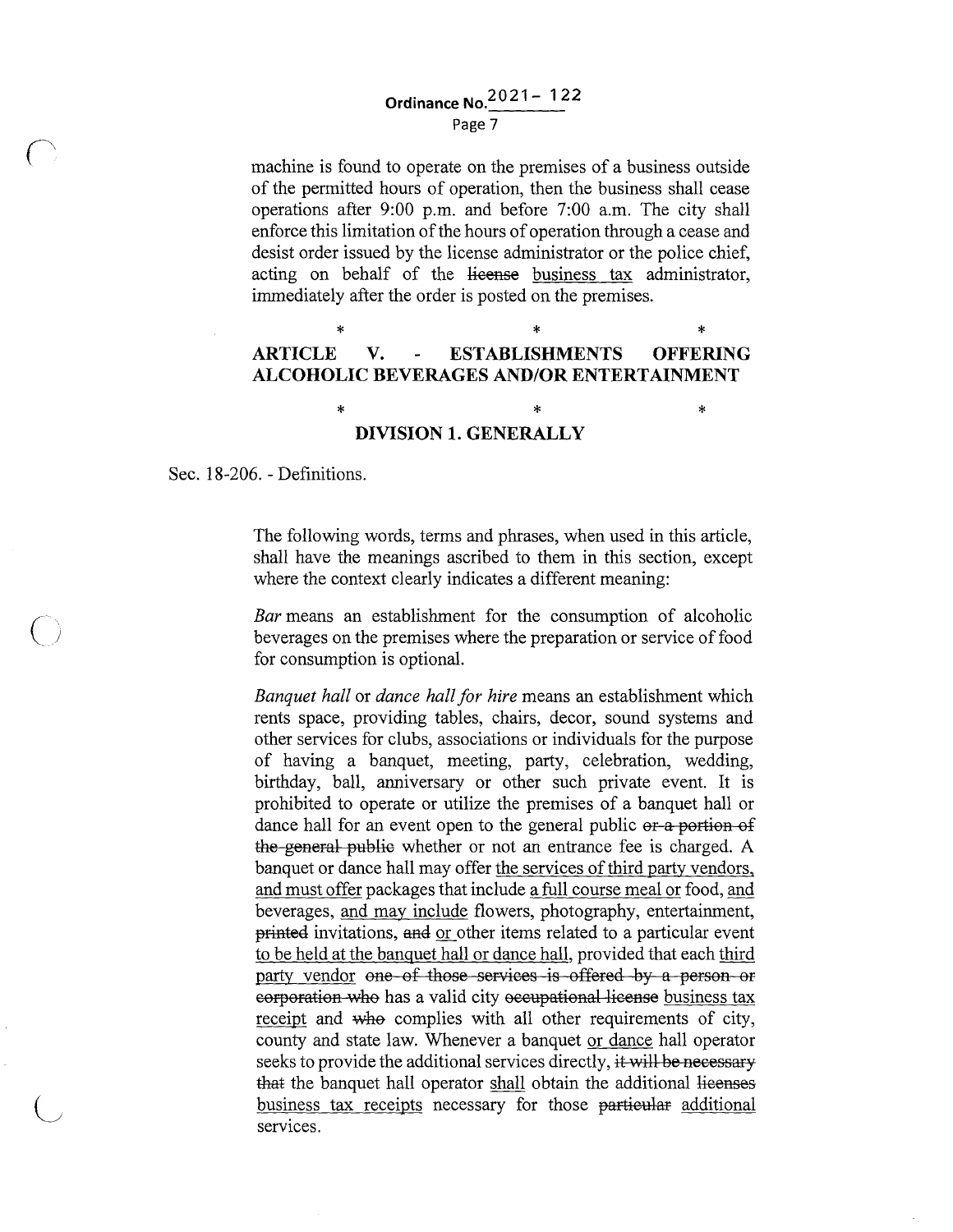machine is found to operate on the premises of a business outside of the permitted hours of operation, then the business shall cease operations after 9:00 p.m. and before 7:00 a.m. The city shall enforce this limitation of the hours of operation through a cease and desist order issued by the license administrator or the police chief, acting on behalf of the ~~license~~ <u>business tax</u> administrator, immediately after the order is posted on the premises.

\* \* \*

**ARTICLE V. - ESTABLISHMENTS OFFERING ALCOHOLIC BEVERAGES AND/OR ENTERTAINMENT**

\* \* \*

**DIVISION 1. GENERALLY**

Sec. 18-206. - Definitions.

The following words, terms and phrases, when used in this article, shall have the meanings ascribed to them in this section, except where the context clearly indicates a different meaning:

*Bar* means an establishment for the consumption of alcoholic beverages on the premises where the preparation or service of food for consumption is optional.

*Banquet hall* or *dance hall for hire* means an establishment which rents space, providing tables, chairs, decor, sound systems and other services for clubs, associations or individuals for the purpose of having a banquet, meeting, party, celebration, wedding, birthday, ball, anniversary or other such private event. It is prohibited to operate or utilize the premises of a banquet hall or dance hall for an event open to the general public ~~or a portion of the general public~~ whether or not an entrance fee is charged. A banquet or dance hall may offer <u>the services of third party vendors, and must offer</u> packages that include <u>a full course meal or</u> food, <u>and</u> beverages, <u>and may include</u> flowers, photography, entertainment, ~~printed~~ invitations, ~~and~~ <u>or</u> other items related to a particular event <u>to be held at the banquet hall or dance hall</u>, provided that each <u>third party vendor</u> ~~one of those services is offered by a person or corporation who~~ has a valid city ~~occupational license~~ <u>business tax receipt</u> and ~~who~~ complies with all other requirements of city, county and state law. Whenever a banquet <u>or dance</u> hall operator seeks to provide the additional services directly, ~~it will be necessary that~~ the banquet hall operator <u>shall</u> obtain the additional ~~licenses~~ <u>business tax receipts</u> necessary for those ~~particular~~ <u>additional</u> services.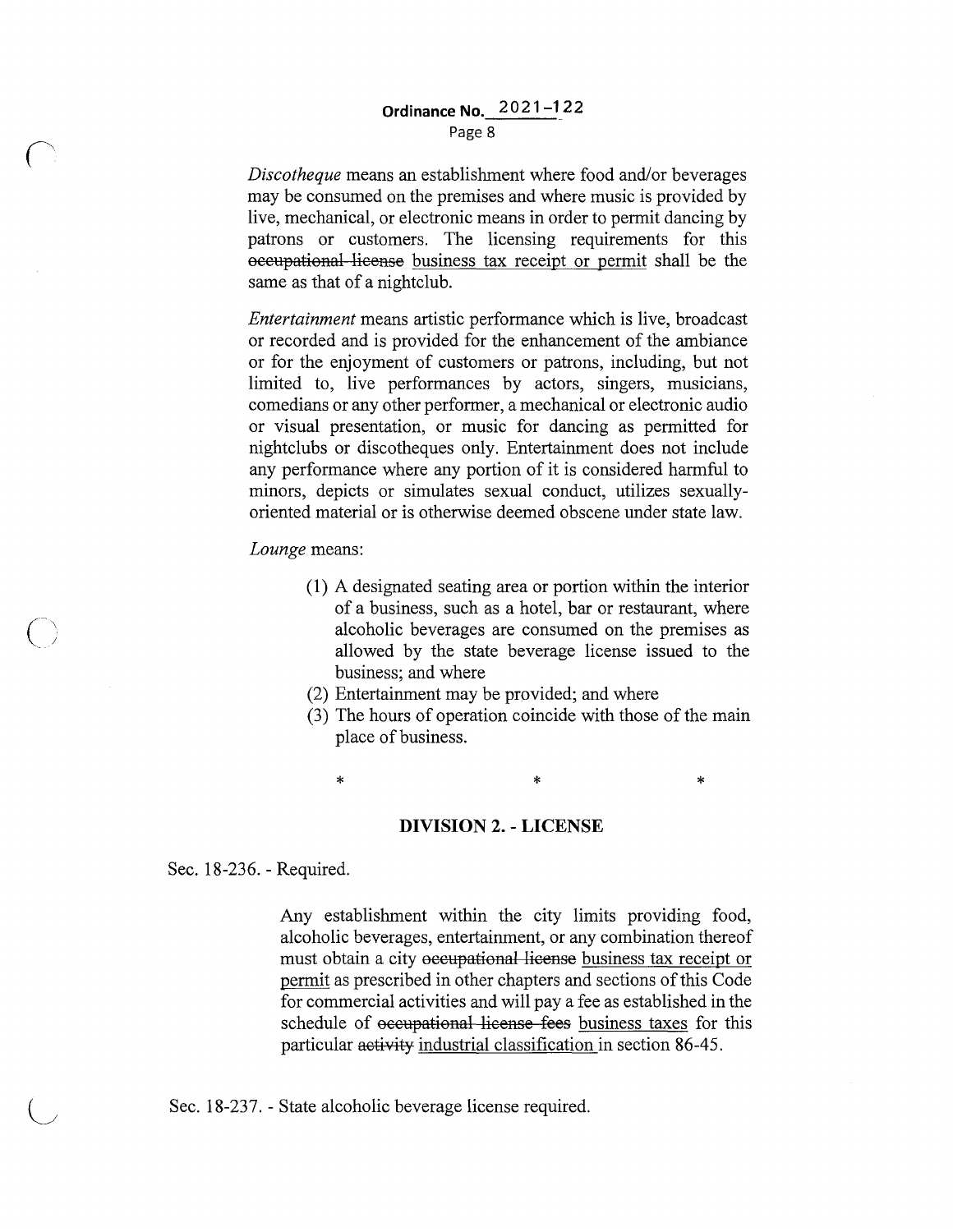*Discotheque* means an establishment where food and/or beverages may be consumed on the premises and where music is provided by live, mechanical, or electronic means in order to permit dancing by patrons or customers. The licensing requirements for this ~~occupational license~~ <u>business tax receipt or permit</u> shall be the same as that of a nightclub.

*Entertainment* means artistic performance which is live, broadcast or recorded and is provided for the enhancement of the ambiance or for the enjoyment of customers or patrons, including, but not limited to, live performances by actors, singers, musicians, comedians or any other performer, a mechanical or electronic audio or visual presentation, or music for dancing as permitted for nightclubs or discotheques only. Entertainment does not include any performance where any portion of it is considered harmful to minors, depicts or simulates sexual conduct, utilizes sexually-oriented material or is otherwise deemed obscene under state law.

*Lounge* means:

(1) A designated seating area or portion within the interior of a business, such as a hotel, bar or restaurant, where alcoholic beverages are consumed on the premises as allowed by the state beverage license issued to the business; and where
(2) Entertainment may be provided; and where
(3) The hours of operation coincide with those of the main place of business.

\* \* \*

## DIVISION 2. - LICENSE

Sec. 18-236. - Required.

Any establishment within the city limits providing food, alcoholic beverages, entertainment, or any combination thereof must obtain a city ~~occupational license~~ <u>business tax receipt or permit</u> as prescribed in other chapters and sections of this Code for commercial activities and will pay a fee as established in the schedule of ~~occupational license fees~~ <u>business taxes</u> for this particular ~~activity~~ <u>industrial classification</u> in section 86-45.

Sec. 18-237. - State alcoholic beverage license required.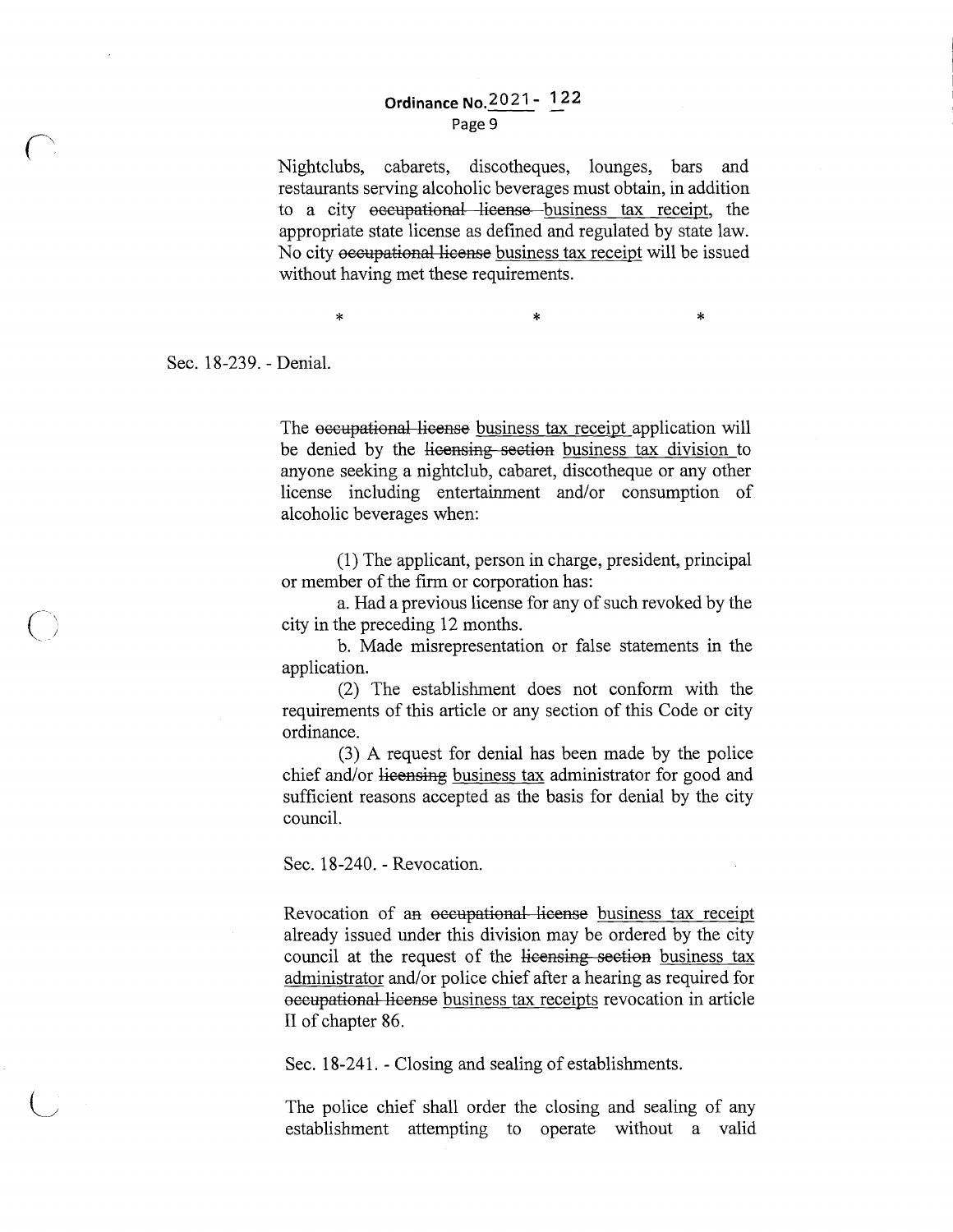Nightclubs, cabarets, discotheques, lounges, bars and restaurants serving alcoholic beverages must obtain, in addition to a city ~~occupational license~~ <u>business tax receipt</u>, the appropriate state license as defined and regulated by state law. No city ~~occupational license~~ <u>business tax receipt</u> will be issued without having met these requirements.

\*                    \*                    \*

Sec. 18-239. - Denial.

The ~~occupational license~~ <u>business tax receipt</u> application will be denied by the ~~licensing section~~ <u>business tax division</u> to anyone seeking a nightclub, cabaret, discotheque or any other license including entertainment and/or consumption of alcoholic beverages when:

(1) The applicant, person in charge, president, principal or member of the firm or corporation has:

a. Had a previous license for any of such revoked by the city in the preceding 12 months.

b. Made misrepresentation or false statements in the application.

(2) The establishment does not conform with the requirements of this article or any section of this Code or city ordinance.

(3) A request for denial has been made by the police chief and/or ~~licensing~~ <u>business tax</u> administrator for good and sufficient reasons accepted as the basis for denial by the city council.

Sec. 18-240. - Revocation.

Revocation of ~~an occupational license~~ <u>business tax receipt</u> already issued under this division may be ordered by the city council at the request of the ~~licensing section~~ <u>business tax administrator</u> and/or police chief after a hearing as required for ~~occupational license~~ <u>business tax receipts</u> revocation in article II of chapter 86.

Sec. 18-241. - Closing and sealing of establishments.

The police chief shall order the closing and sealing of any establishment attempting to operate without a valid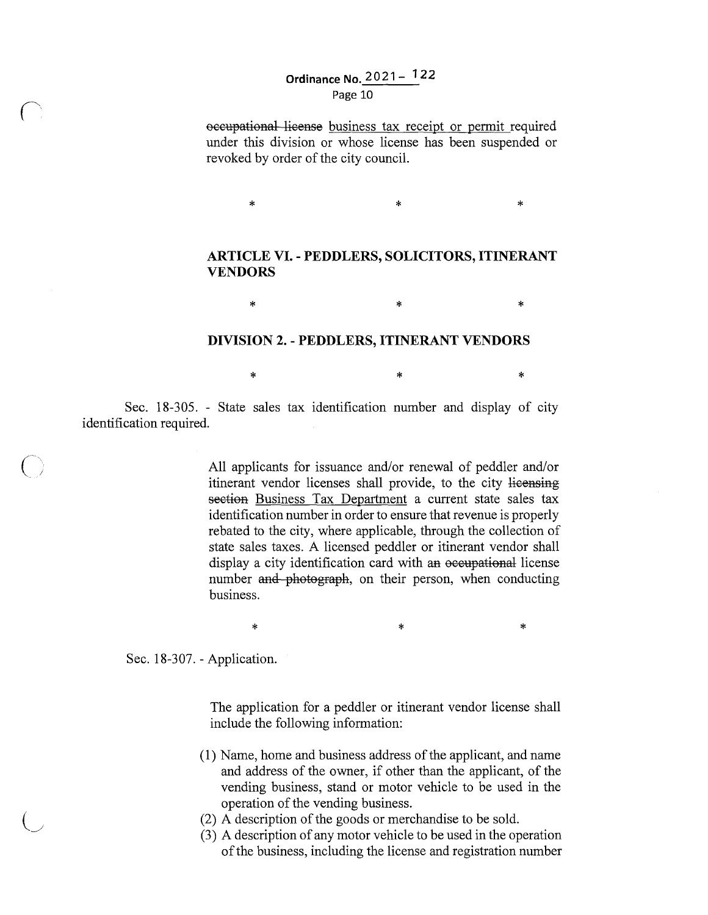~~occupational license~~ business tax receipt or permit required under this division or whose license has been suspended or revoked by order of the city council.

\*     \*     \*

## ARTICLE VI. - PEDDLERS, SOLICITORS, ITINERANT VENDORS

\*     \*     \*

## DIVISION 2. - PEDDLERS, ITINERANT VENDORS

\*     \*     \*

Sec. 18-305. - State sales tax identification number and display of city identification required.

All applicants for issuance and/or renewal of peddler and/or itinerant vendor licenses shall provide, to the city ~~licensing section~~ Business Tax Department a current state sales tax identification number in order to ensure that revenue is properly rebated to the city, where applicable, through the collection of state sales taxes. A licensed peddler or itinerant vendor shall display a city identification card with ~~an occupational~~ license number ~~and photograph~~, on their person, when conducting business.

\*     \*     \*

Sec. 18-307. - Application.

The application for a peddler or itinerant vendor license shall include the following information:

(1) Name, home and business address of the applicant, and name and address of the owner, if other than the applicant, of the vending business, stand or motor vehicle to be used in the operation of the vending business.
(2) A description of the goods or merchandise to be sold.
(3) A description of any motor vehicle to be used in the operation of the business, including the license and registration number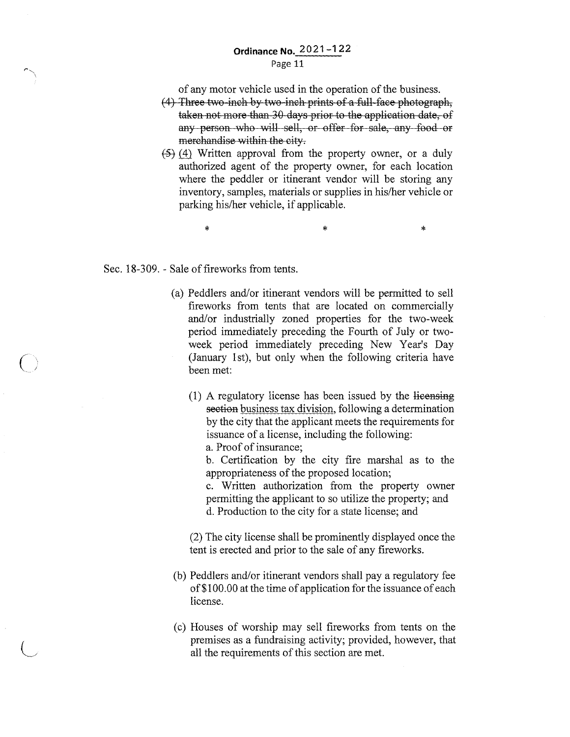of any motor vehicle used in the operation of the business.

~~(4) Three two-inch by two-inch prints of a full-face photograph, taken not more than 30 days prior to the application date, of any person who will sell, or offer for sale, any food or merchandise within the city.~~

~~(5)~~ (4) Written approval from the property owner, or a duly authorized agent of the property owner, for each location where the peddler or itinerant vendor will be storing any inventory, samples, materials or supplies in his/her vehicle or parking his/her vehicle, if applicable.

\*    \*    \*

Sec. 18-309. - Sale of fireworks from tents.

(a) Peddlers and/or itinerant vendors will be permitted to sell fireworks from tents that are located on commercially and/or industrially zoned properties for the two-week period immediately preceding the Fourth of July or two-week period immediately preceding New Year's Day (January 1st), but only when the following criteria have been met:

(1) A regulatory license has been issued by the ~~licensing section~~ <u>business tax division</u>, following a determination by the city that the applicant meets the requirements for issuance of a license, including the following:

a. Proof of insurance;

b. Certification by the city fire marshal as to the appropriateness of the proposed location;

c. Written authorization from the property owner permitting the applicant to so utilize the property; and

d. Production to the city for a state license; and

(2) The city license shall be prominently displayed once the tent is erected and prior to the sale of any fireworks.

(b) Peddlers and/or itinerant vendors shall pay a regulatory fee of $100.00 at the time of application for the issuance of each license.

(c) Houses of worship may sell fireworks from tents on the premises as a fundraising activity; provided, however, that all the requirements of this section are met.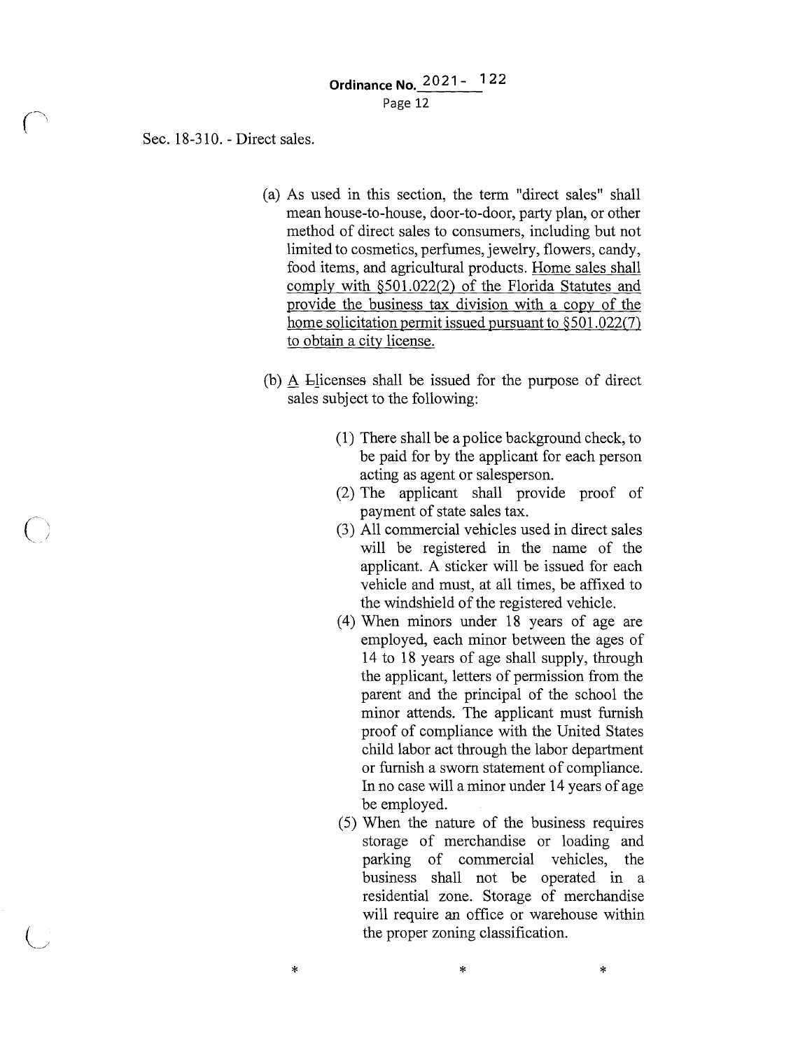Sec. 18-310. - Direct sales.

(a) As used in this section, the term "direct sales" shall mean house-to-house, door-to-door, party plan, or other method of direct sales to consumers, including but not limited to cosmetics, perfumes, jewelry, flowers, candy, food items, and agricultural products. <u>Home sales shall comply with §501.022(2) of the Florida Statutes and provide the business tax division with a copy of the home solicitation permit issued pursuant to §501.022(7) to obtain a city license.</u>

(b) <u>A</u> ~~L~~licenses~~s~~ shall be issued for the purpose of direct sales subject to the following:

(1) There shall be a police background check, to be paid for by the applicant for each person acting as agent or salesperson.

(2) The applicant shall provide proof of payment of state sales tax.

(3) All commercial vehicles used in direct sales will be registered in the name of the applicant. A sticker will be issued for each vehicle and must, at all times, be affixed to the windshield of the registered vehicle.

(4) When minors under 18 years of age are employed, each minor between the ages of 14 to 18 years of age shall supply, through the applicant, letters of permission from the parent and the principal of the school the minor attends. The applicant must furnish proof of compliance with the United States child labor act through the labor department or furnish a sworn statement of compliance. In no case will a minor under 14 years of age be employed.

(5) When the nature of the business requires storage of merchandise or loading and parking of commercial vehicles, the business shall not be operated in a residential zone. Storage of merchandise will require an office or warehouse within the proper zoning classification.

\* \* \*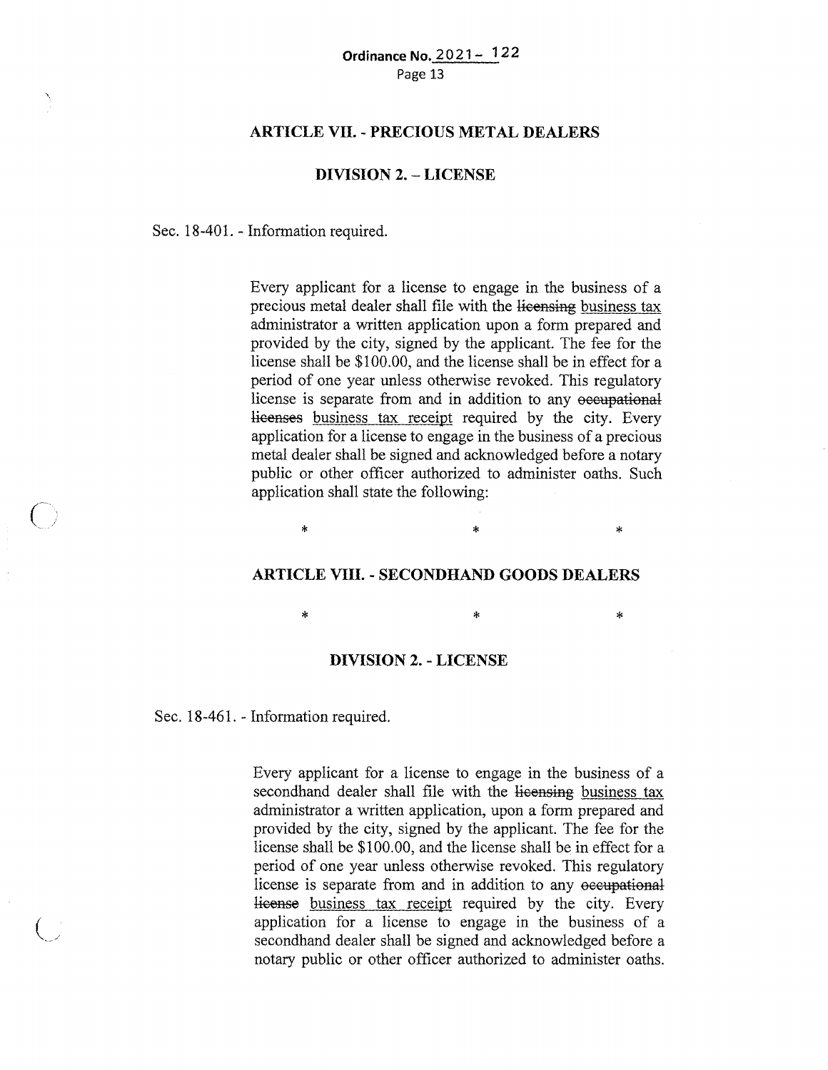## ARTICLE VII. - PRECIOUS METAL DEALERS

### DIVISION 2. – LICENSE

Sec. 18-401. - Information required.

Every applicant for a license to engage in the business of a precious metal dealer shall file with the ~~licensing~~ business tax administrator a written application upon a form prepared and provided by the city, signed by the applicant. The fee for the license shall be $100.00, and the license shall be in effect for a period of one year unless otherwise revoked. This regulatory license is separate from and in addition to any ~~occupational licenses~~ business tax receipt required by the city. Every application for a license to engage in the business of a precious metal dealer shall be signed and acknowledged before a notary public or other officer authorized to administer oaths. Such application shall state the following:

\*　　　　　\*　　　　　\*

## ARTICLE VIII. - SECONDHAND GOODS DEALERS

\*　　　　　\*　　　　　\*

### DIVISION 2. - LICENSE

Sec. 18-461. - Information required.

Every applicant for a license to engage in the business of a secondhand dealer shall file with the ~~licensing~~ business tax administrator a written application, upon a form prepared and provided by the city, signed by the applicant. The fee for the license shall be $100.00, and the license shall be in effect for a period of one year unless otherwise revoked. This regulatory license is separate from and in addition to any ~~occupational license~~ business tax receipt required by the city. Every application for a license to engage in the business of a secondhand dealer shall be signed and acknowledged before a notary public or other officer authorized to administer oaths.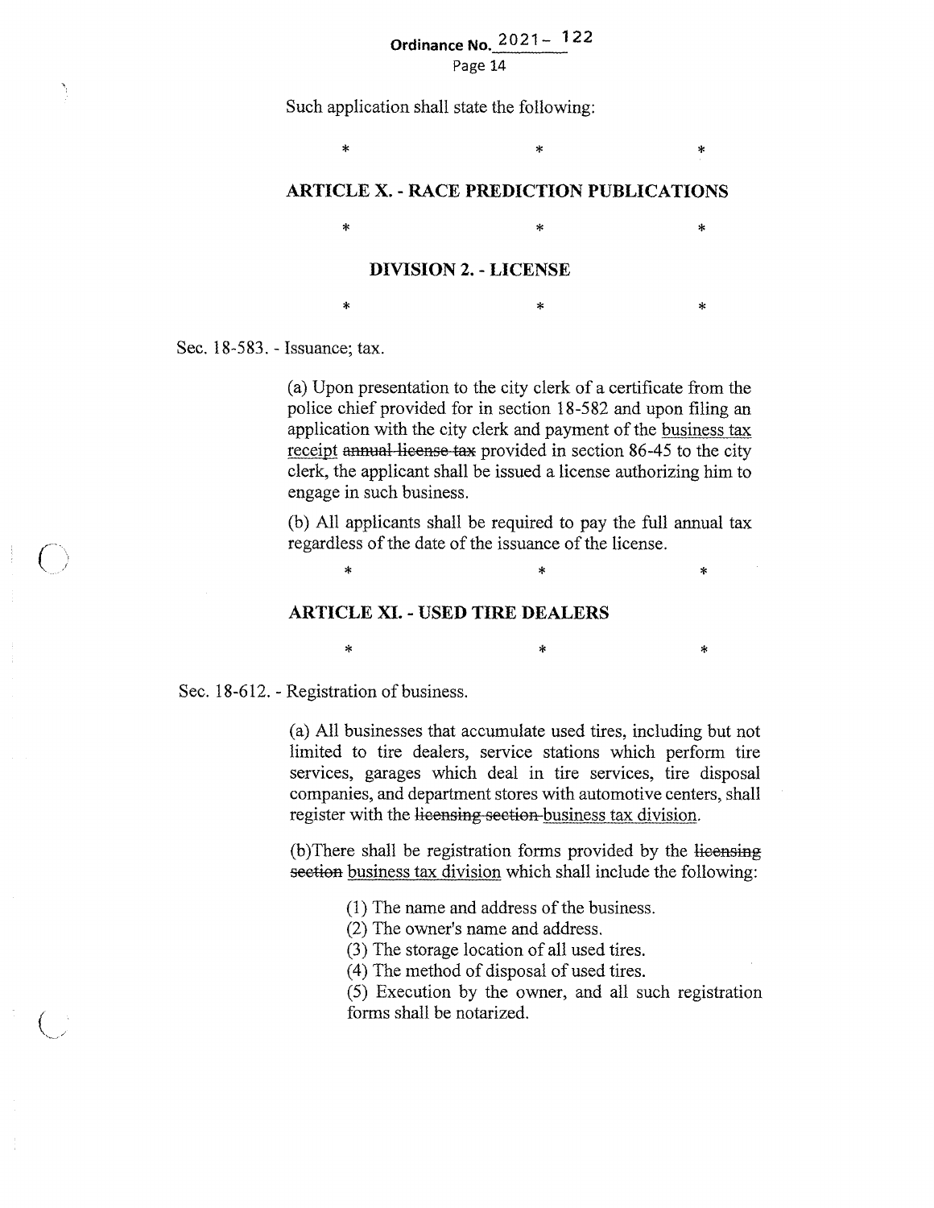Such application shall state the following:

\*                    \*                    \*

**ARTICLE X. - RACE PREDICTION PUBLICATIONS**

\*                    \*                    \*

**DIVISION 2. - LICENSE**

\*                    \*                    \*

Sec. 18-583. - Issuance; tax.

(a) Upon presentation to the city clerk of a certificate from the police chief provided for in section 18-582 and upon filing an application with the city clerk and payment of the <u>business tax receipt</u> ~~annual license tax~~ provided in section 86-45 to the city clerk, the applicant shall be issued a license authorizing him to engage in such business.

(b) All applicants shall be required to pay the full annual tax regardless of the date of the issuance of the license.

\*                    \*                    \*

**ARTICLE XI. - USED TIRE DEALERS**

\*                    \*                    \*

Sec. 18-612. - Registration of business.

(a) All businesses that accumulate used tires, including but not limited to tire dealers, service stations which perform tire services, garages which deal in tire services, tire disposal companies, and department stores with automotive centers, shall register with the ~~licensing section~~ <u>business tax division</u>.

(b)There shall be registration forms provided by the ~~licensing section~~ <u>business tax division</u> which shall include the following:

(1) The name and address of the business.
(2) The owner's name and address.
(3) The storage location of all used tires.
(4) The method of disposal of used tires.
(5) Execution by the owner, and all such registration forms shall be notarized.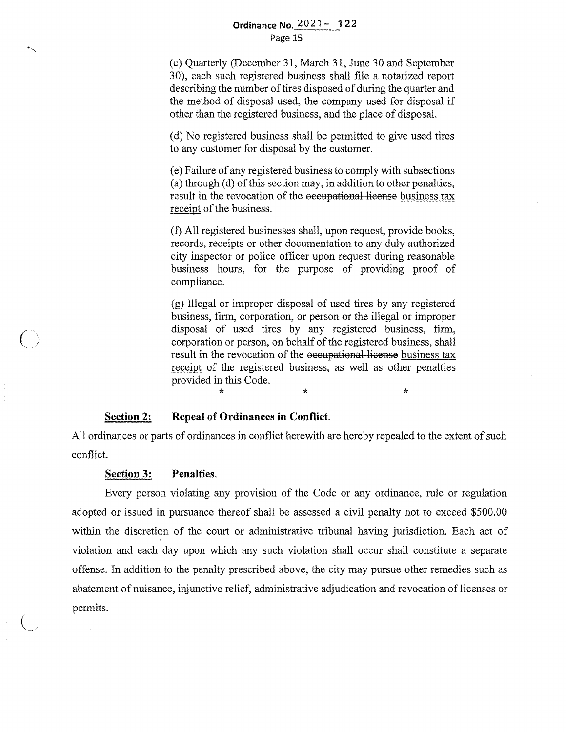(c) Quarterly (December 31, March 31, June 30 and September 30), each such registered business shall file a notarized report describing the number of tires disposed of during the quarter and the method of disposal used, the company used for disposal if other than the registered business, and the place of disposal.

(d) No registered business shall be permitted to give used tires to any customer for disposal by the customer.

(e) Failure of any registered business to comply with subsections (a) through (d) of this section may, in addition to other penalties, result in the revocation of the ~~occupational license~~ <u>business tax receipt</u> of the business.

(f) All registered businesses shall, upon request, provide books, records, receipts or other documentation to any duly authorized city inspector or police officer upon request during reasonable business hours, for the purpose of providing proof of compliance.

(g) Illegal or improper disposal of used tires by any registered business, firm, corporation, or person or the illegal or improper disposal of used tires by any registered business, firm, corporation or person, on behalf of the registered business, shall result in the revocation of the ~~occupational license~~ <u>business tax receipt</u> of the registered business, as well as other penalties provided in this Code.

\* \* \*

**<u>Section 2:</u> Repeal of Ordinances in Conflict.**

All ordinances or parts of ordinances in conflict herewith are hereby repealed to the extent of such conflict.

**<u>Section 3:</u> Penalties.**

Every person violating any provision of the Code or any ordinance, rule or regulation adopted or issued in pursuance thereof shall be assessed a civil penalty not to exceed $500.00 within the discretion of the court or administrative tribunal having jurisdiction. Each act of violation and each day upon which any such violation shall occur shall constitute a separate offense. In addition to the penalty prescribed above, the city may pursue other remedies such as abatement of nuisance, injunctive relief, administrative adjudication and revocation of licenses or permits.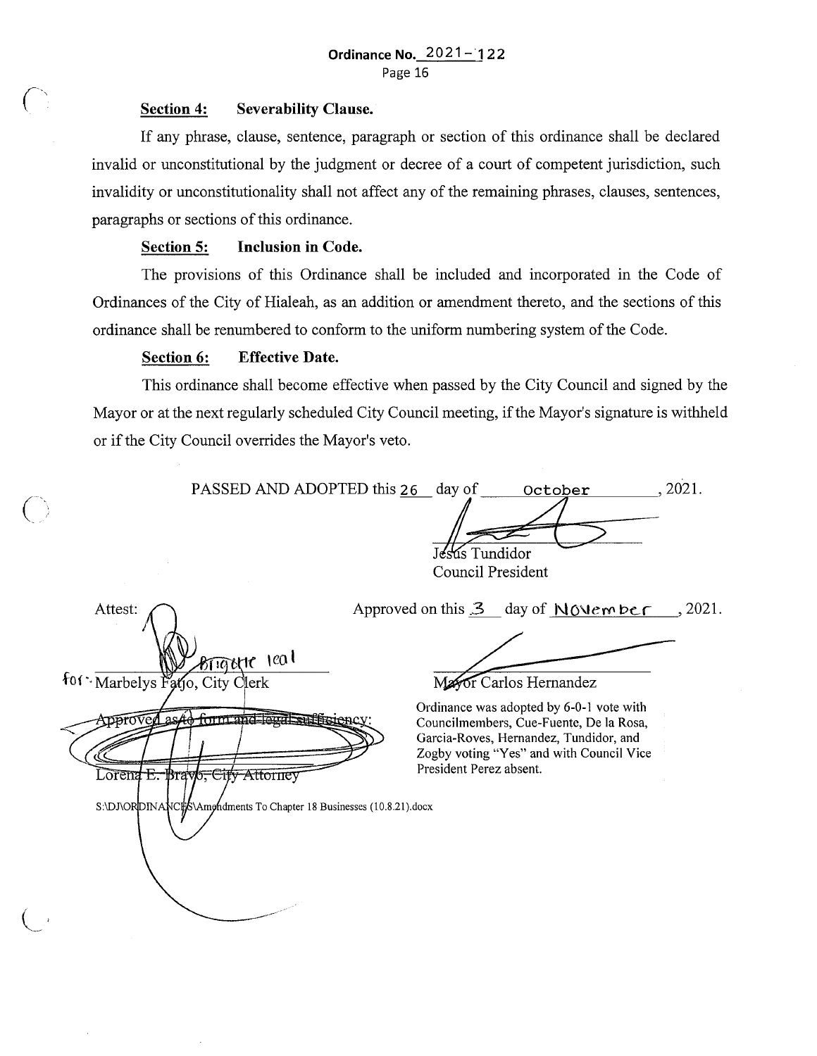**Ordinance No. 2021-122**

**Section 4: Severability Clause.**

If any phrase, clause, sentence, paragraph or section of this ordinance shall be declared invalid or unconstitutional by the judgment or decree of a court of competent jurisdiction, such invalidity or unconstitutionality shall not affect any of the remaining phrases, clauses, sentences, paragraphs or sections of this ordinance.

**Section 5: Inclusion in Code.**

The provisions of this Ordinance shall be included and incorporated in the Code of Ordinances of the City of Hialeah, as an addition or amendment thereto, and the sections of this ordinance shall be renumbered to conform to the uniform numbering system of the Code.

**Section 6: Effective Date.**

This ordinance shall become effective when passed by the City Council and signed by the Mayor or at the next regularly scheduled City Council meeting, if the Mayor's signature is withheld or if the City Council overrides the Mayor's veto.

PASSED AND ADOPTED this 26 day of October, 2021.

Jesus Tundidor
Council President

Attest:

Brigette leal
for Marbelys Fatjo, City Clerk

Approved on this 3 day of November, 2021.

Mayor Carlos Hernandez

Approved as to form and legal sufficiency:

Lorena E. Bravo, City Attorney

Ordinance was adopted by 6-0-1 vote with Councilmembers, Cue-Fuente, De la Rosa, Garcia-Roves, Hernandez, Tundidor, and Zogby voting "Yes" and with Council Vice President Perez absent.

S:\DJ\ORDINANCES\Amendments To Chapter 18 Businesses (10.8.21).docx